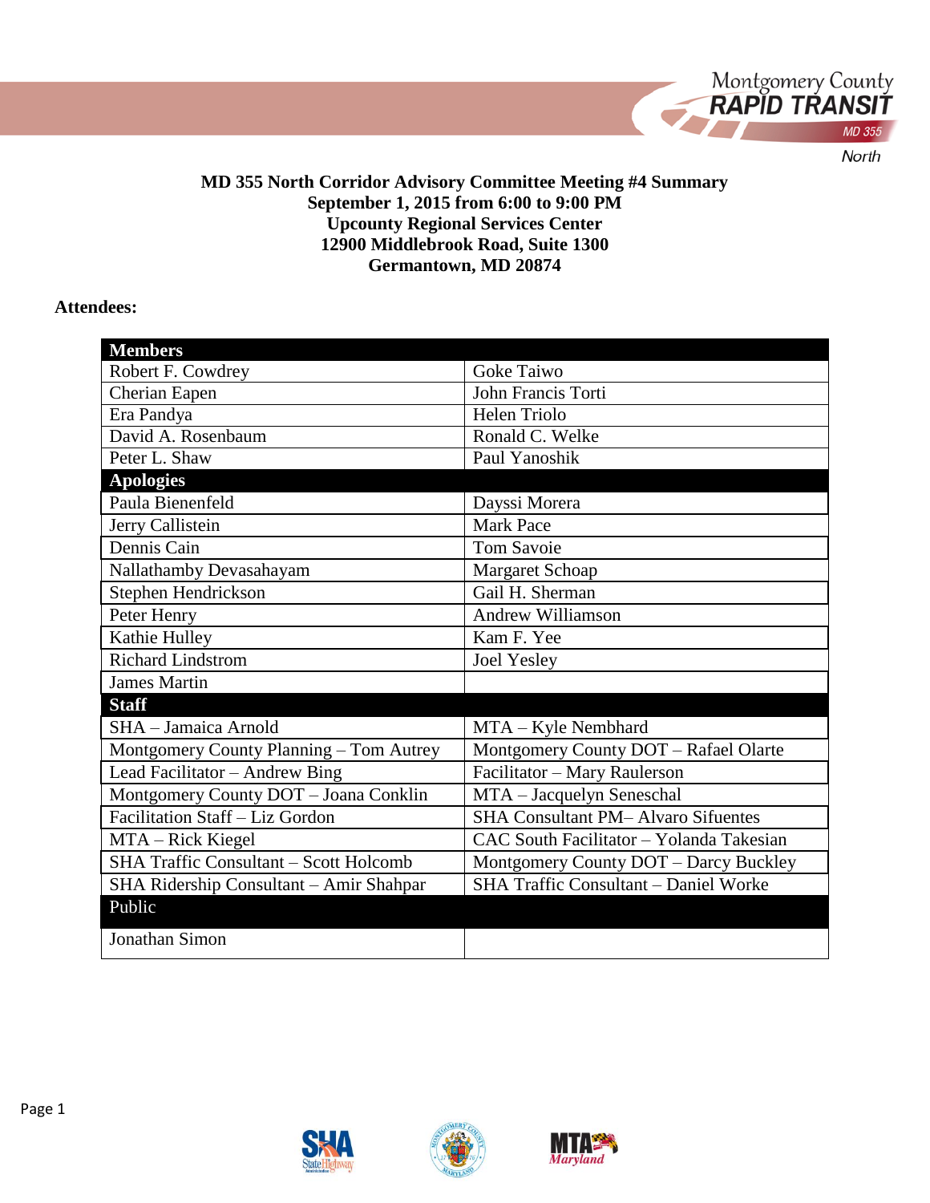**MD 355 North Corridor Advisory Committee Meeting #4 Summary**
**September 1, 2015 from 6:00 to 9:00 PM**
**Upcounty Regional Services Center**
**12900 Middlebrook Road, Suite 1300**
**Germantown, MD 20874**

**Attendees:**

| **Members** | |
|---|---|
| Robert F. Cowdrey | Goke Taiwo |
| Cherian Eapen | John Francis Torti |
| Era Pandya | Helen Triolo |
| David A. Rosenbaum | Ronald C. Welke |
| Peter L. Shaw | Paul Yanoshik |
| **Apologies** | |
| Paula Bienenfeld | Dayssi Morera |
| Jerry Callistein | Mark Pace |
| Dennis Cain | Tom Savoie |
| Nallathamby Devasahayam | Margaret Schoap |
| Stephen Hendrickson | Gail H. Sherman |
| Peter Henry | Andrew Williamson |
| Kathie Hulley | Kam F. Yee |
| Richard Lindstrom | Joel Yesley |
| James Martin | |
| **Staff** | |
| SHA – Jamaica Arnold | MTA – Kyle Nembhard |
| Montgomery County Planning – Tom Autrey | Montgomery County DOT – Rafael Olarte |
| Lead Facilitator – Andrew Bing | Facilitator – Mary Raulerson |
| Montgomery County DOT – Joana Conklin | MTA – Jacquelyn Seneschal |
| Facilitation Staff – Liz Gordon | SHA Consultant PM– Alvaro Sifuentes |
| MTA – Rick Kiegel | CAC South Facilitator – Yolanda Takesian |
| SHA Traffic Consultant – Scott Holcomb | Montgomery County DOT – Darcy Buckley |
| SHA Ridership Consultant – Amir Shahpar | SHA Traffic Consultant – Daniel Worke |
| Public | |
| Jonathan Simon | |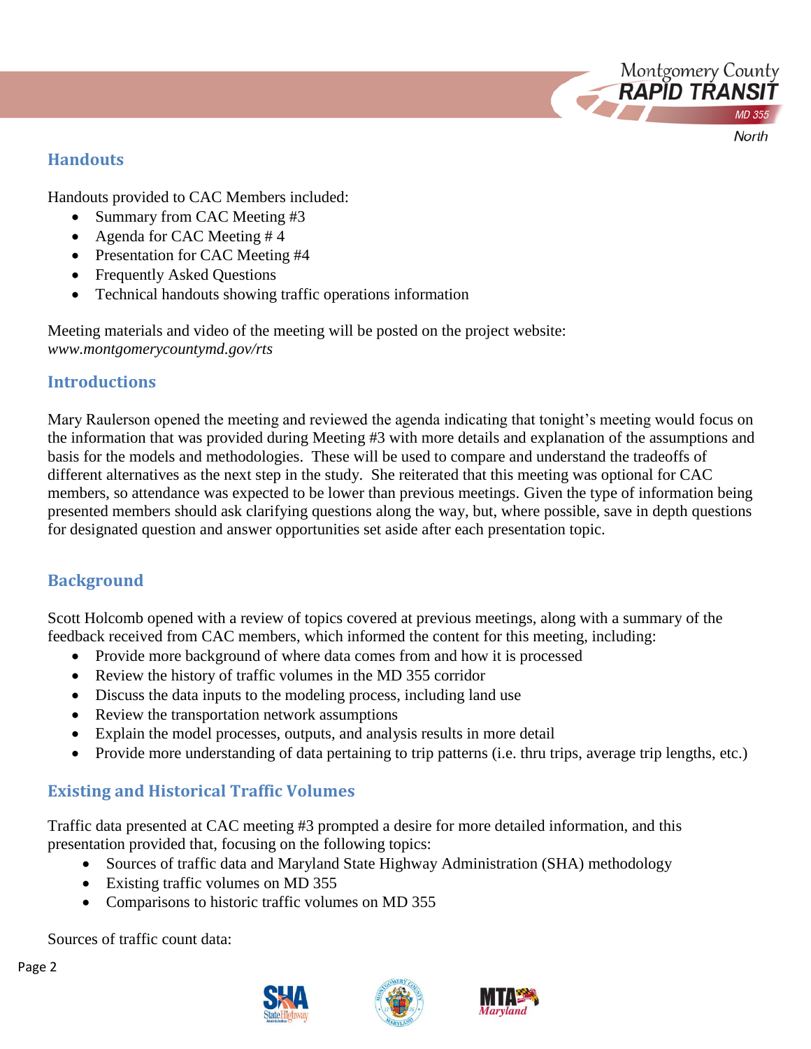## Handouts

Handouts provided to CAC Members included:

- Summary from CAC Meeting #3
- Agenda for CAC Meeting # 4
- Presentation for CAC Meeting #4
- Frequently Asked Questions
- Technical handouts showing traffic operations information

Meeting materials and video of the meeting will be posted on the project website: *www.montgomerycountymd.gov/rts*

## Introductions

Mary Raulerson opened the meeting and reviewed the agenda indicating that tonight's meeting would focus on the information that was provided during Meeting #3 with more details and explanation of the assumptions and basis for the models and methodologies. These will be used to compare and understand the tradeoffs of different alternatives as the next step in the study. She reiterated that this meeting was optional for CAC members, so attendance was expected to be lower than previous meetings. Given the type of information being presented members should ask clarifying questions along the way, but, where possible, save in depth questions for designated question and answer opportunities set aside after each presentation topic.

## Background

Scott Holcomb opened with a review of topics covered at previous meetings, along with a summary of the feedback received from CAC members, which informed the content for this meeting, including:

- Provide more background of where data comes from and how it is processed
- Review the history of traffic volumes in the MD 355 corridor
- Discuss the data inputs to the modeling process, including land use
- Review the transportation network assumptions
- Explain the model processes, outputs, and analysis results in more detail
- Provide more understanding of data pertaining to trip patterns (i.e. thru trips, average trip lengths, etc.)

## Existing and Historical Traffic Volumes

Traffic data presented at CAC meeting #3 prompted a desire for more detailed information, and this presentation provided that, focusing on the following topics:

- Sources of traffic data and Maryland State Highway Administration (SHA) methodology
- Existing traffic volumes on MD 355
- Comparisons to historic traffic volumes on MD 355

Sources of traffic count data: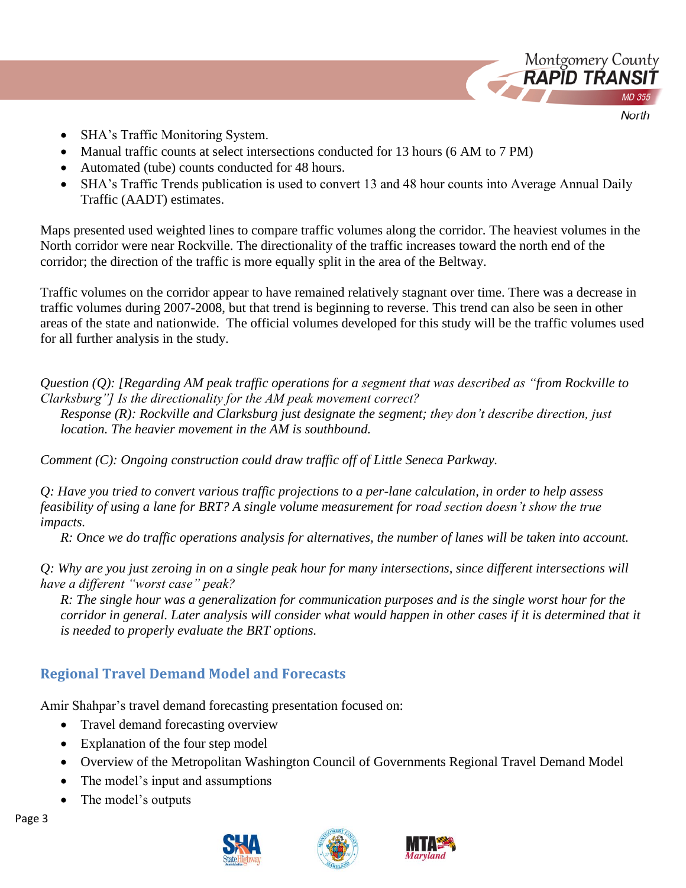- SHA's Traffic Monitoring System.
- Manual traffic counts at select intersections conducted for 13 hours (6 AM to 7 PM)
- Automated (tube) counts conducted for 48 hours.
- SHA's Traffic Trends publication is used to convert 13 and 48 hour counts into Average Annual Daily Traffic (AADT) estimates.

Maps presented used weighted lines to compare traffic volumes along the corridor. The heaviest volumes in the North corridor were near Rockville. The directionality of the traffic increases toward the north end of the corridor; the direction of the traffic is more equally split in the area of the Beltway.

Traffic volumes on the corridor appear to have remained relatively stagnant over time. There was a decrease in traffic volumes during 2007-2008, but that trend is beginning to reverse. This trend can also be seen in other areas of the state and nationwide. The official volumes developed for this study will be the traffic volumes used for all further analysis in the study.

*Question (Q): [Regarding AM peak traffic operations for a segment that was described as "from Rockville to Clarksburg"] Is the directionality for the AM peak movement correct?*

> *Response (R): Rockville and Clarksburg just designate the segment; they don't describe direction, just location. The heavier movement in the AM is southbound.*

*Comment (C): Ongoing construction could draw traffic off of Little Seneca Parkway.*

*Q: Have you tried to convert various traffic projections to a per-lane calculation, in order to help assess feasibility of using a lane for BRT? A single volume measurement for road section doesn't show the true impacts.*

> *R: Once we do traffic operations analysis for alternatives, the number of lanes will be taken into account.*

*Q: Why are you just zeroing in on a single peak hour for many intersections, since different intersections will have a different "worst case" peak?*

> *R: The single hour was a generalization for communication purposes and is the single worst hour for the corridor in general. Later analysis will consider what would happen in other cases if it is determined that it is needed to properly evaluate the BRT options.*

## Regional Travel Demand Model and Forecasts

Amir Shahpar's travel demand forecasting presentation focused on:

- Travel demand forecasting overview
- Explanation of the four step model
- Overview of the Metropolitan Washington Council of Governments Regional Travel Demand Model
- The model's input and assumptions
- The model's outputs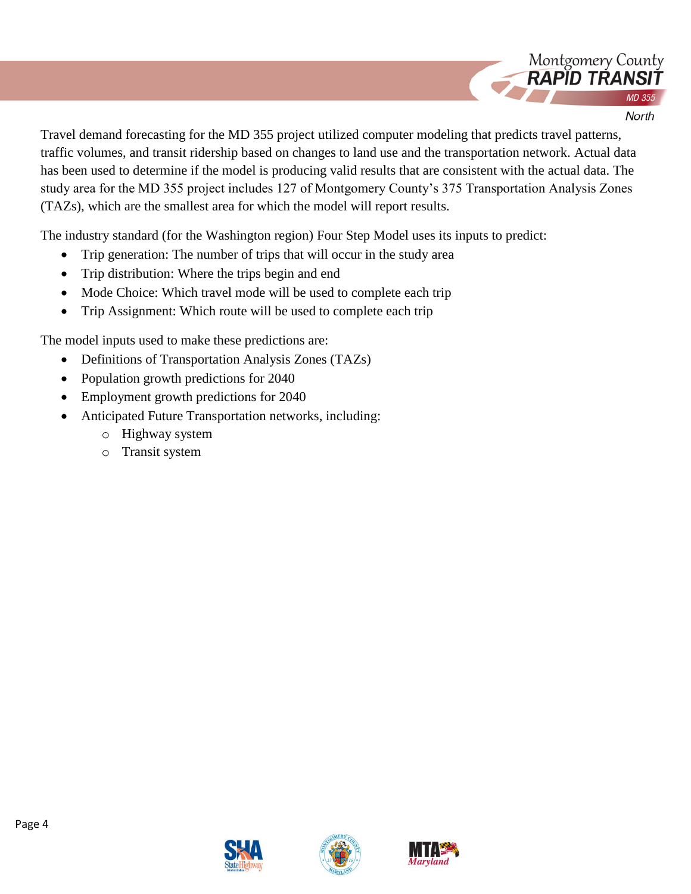Travel demand forecasting for the MD 355 project utilized computer modeling that predicts travel patterns, traffic volumes, and transit ridership based on changes to land use and the transportation network. Actual data has been used to determine if the model is producing valid results that are consistent with the actual data. The study area for the MD 355 project includes 127 of Montgomery County's 375 Transportation Analysis Zones (TAZs), which are the smallest area for which the model will report results.

The industry standard (for the Washington region) Four Step Model uses its inputs to predict:

- Trip generation: The number of trips that will occur in the study area
- Trip distribution: Where the trips begin and end
- Mode Choice: Which travel mode will be used to complete each trip
- Trip Assignment: Which route will be used to complete each trip

The model inputs used to make these predictions are:

- Definitions of Transportation Analysis Zones (TAZs)
- Population growth predictions for 2040
- Employment growth predictions for 2040
- Anticipated Future Transportation networks, including:
  - Highway system
  - Transit system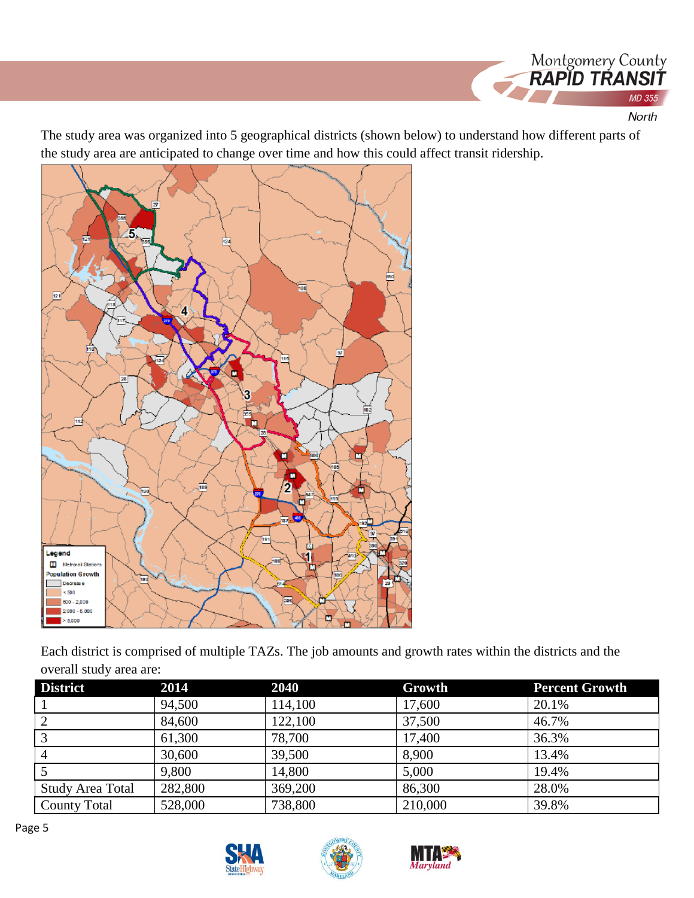The study area was organized into 5 geographical districts (shown below) to understand how different parts of the study area are anticipated to change over time and how this could affect transit ridership.

Each district is comprised of multiple TAZs. The job amounts and growth rates within the districts and the overall study area are:

| District | 2014 | 2040 | Growth | Percent Growth |
|---|---|---|---|---|
| 1 | 94,500 | 114,100 | 17,600 | 20.1% |
| 2 | 84,600 | 122,100 | 37,500 | 46.7% |
| 3 | 61,300 | 78,700 | 17,400 | 36.3% |
| 4 | 30,600 | 39,500 | 8,900 | 13.4% |
| 5 | 9,800 | 14,800 | 5,000 | 19.4% |
| Study Area Total | 282,800 | 369,200 | 86,300 | 28.0% |
| County Total | 528,000 | 738,800 | 210,000 | 39.8% |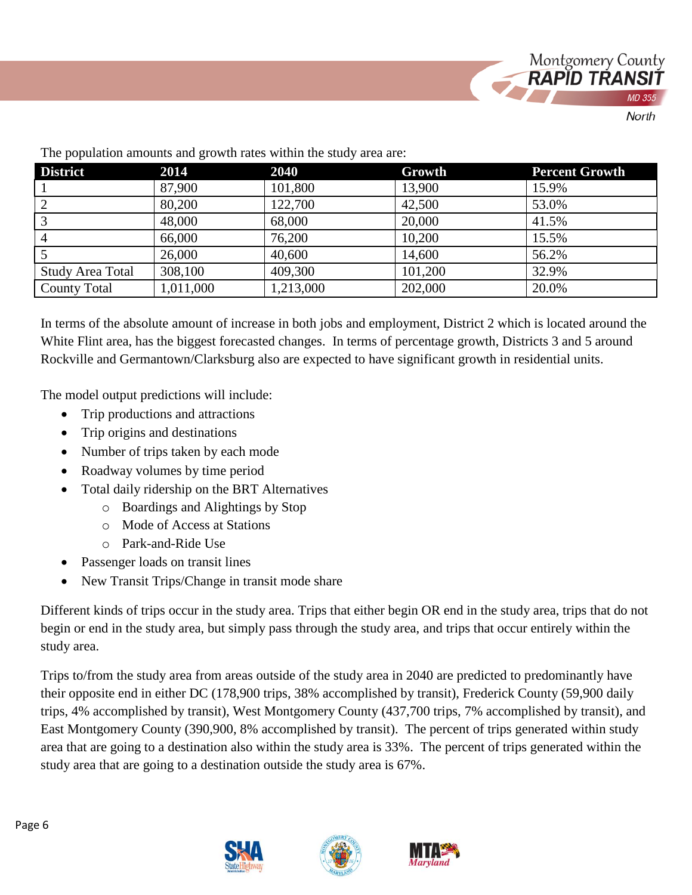The population amounts and growth rates within the study area are:

| District | 2014 | 2040 | Growth | Percent Growth |
|---|---|---|---|---|
| 1 | 87,900 | 101,800 | 13,900 | 15.9% |
| 2 | 80,200 | 122,700 | 42,500 | 53.0% |
| 3 | 48,000 | 68,000 | 20,000 | 41.5% |
| 4 | 66,000 | 76,200 | 10,200 | 15.5% |
| 5 | 26,000 | 40,600 | 14,600 | 56.2% |
| Study Area Total | 308,100 | 409,300 | 101,200 | 32.9% |
| County Total | 1,011,000 | 1,213,000 | 202,000 | 20.0% |

In terms of the absolute amount of increase in both jobs and employment, District 2 which is located around the White Flint area, has the biggest forecasted changes. In terms of percentage growth, Districts 3 and 5 around Rockville and Germantown/Clarksburg also are expected to have significant growth in residential units.

The model output predictions will include:

- Trip productions and attractions
- Trip origins and destinations
- Number of trips taken by each mode
- Roadway volumes by time period
- Total daily ridership on the BRT Alternatives
  - Boardings and Alightings by Stop
  - Mode of Access at Stations
  - Park-and-Ride Use
- Passenger loads on transit lines
- New Transit Trips/Change in transit mode share

Different kinds of trips occur in the study area. Trips that either begin OR end in the study area, trips that do not begin or end in the study area, but simply pass through the study area, and trips that occur entirely within the study area.

Trips to/from the study area from areas outside of the study area in 2040 are predicted to predominantly have their opposite end in either DC (178,900 trips, 38% accomplished by transit), Frederick County (59,900 daily trips, 4% accomplished by transit), West Montgomery County (437,700 trips, 7% accomplished by transit), and East Montgomery County (390,900, 8% accomplished by transit). The percent of trips generated within study area that are going to a destination also within the study area is 33%. The percent of trips generated within the study area that are going to a destination outside the study area is 67%.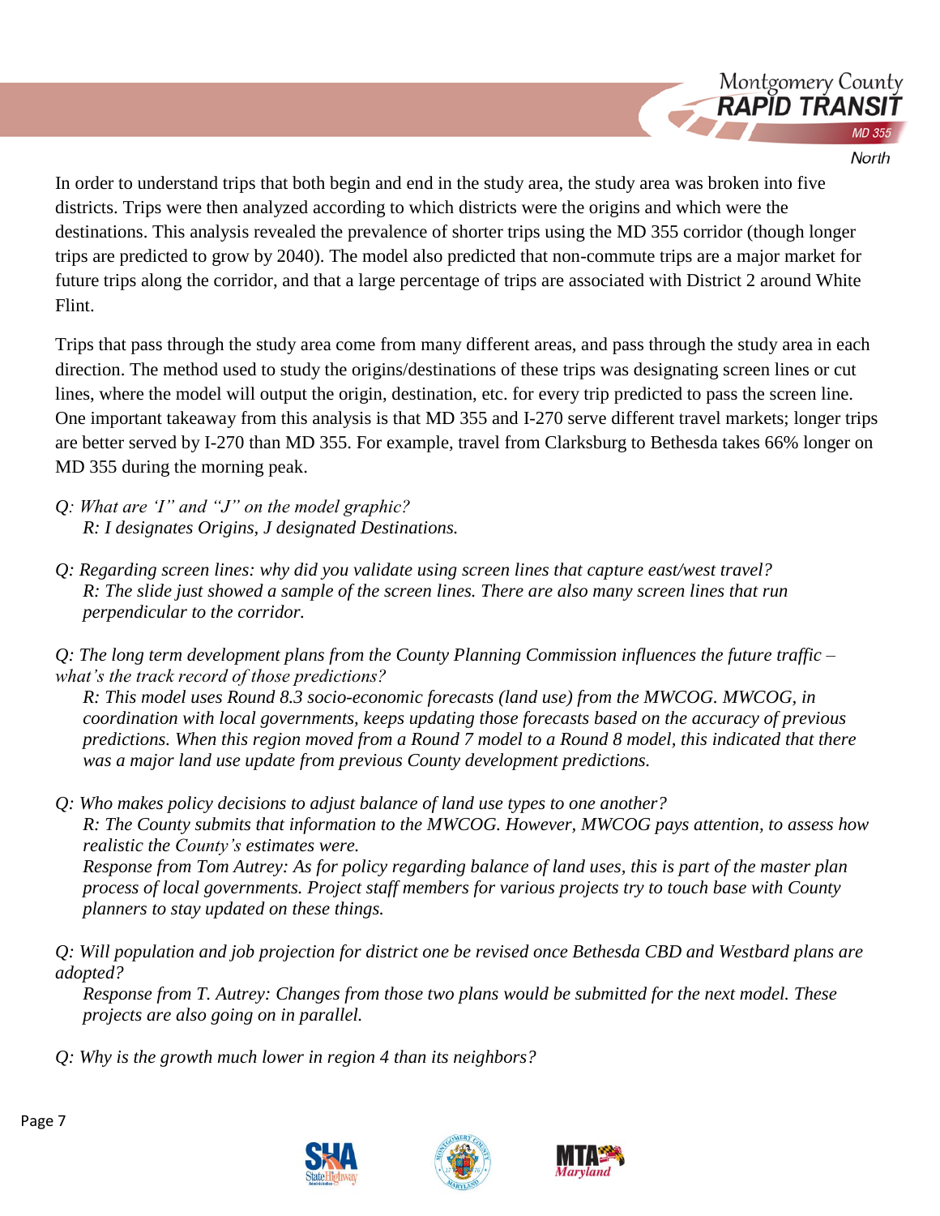In order to understand trips that both begin and end in the study area, the study area was broken into five districts. Trips were then analyzed according to which districts were the origins and which were the destinations. This analysis revealed the prevalence of shorter trips using the MD 355 corridor (though longer trips are predicted to grow by 2040). The model also predicted that non-commute trips are a major market for future trips along the corridor, and that a large percentage of trips are associated with District 2 around White Flint.

Trips that pass through the study area come from many different areas, and pass through the study area in each direction. The method used to study the origins/destinations of these trips was designating screen lines or cut lines, where the model will output the origin, destination, etc. for every trip predicted to pass the screen line. One important takeaway from this analysis is that MD 355 and I-270 serve different travel markets; longer trips are better served by I-270 than MD 355. For example, travel from Clarksburg to Bethesda takes 66% longer on MD 355 during the morning peak.

*Q: What are 'I" and "J" on the model graphic?*
*R: I designates Origins, J designated Destinations.*

*Q: Regarding screen lines: why did you validate using screen lines that capture east/west travel?*
*R: The slide just showed a sample of the screen lines. There are also many screen lines that run perpendicular to the corridor.*

*Q: The long term development plans from the County Planning Commission influences the future traffic – what's the track record of those predictions?*
*R: This model uses Round 8.3 socio-economic forecasts (land use) from the MWCOG. MWCOG, in coordination with local governments, keeps updating those forecasts based on the accuracy of previous predictions. When this region moved from a Round 7 model to a Round 8 model, this indicated that there was a major land use update from previous County development predictions.*

*Q: Who makes policy decisions to adjust balance of land use types to one another?*
*R: The County submits that information to the MWCOG. However, MWCOG pays attention, to assess how realistic the County's estimates were.*
*Response from Tom Autrey: As for policy regarding balance of land uses, this is part of the master plan process of local governments. Project staff members for various projects try to touch base with County planners to stay updated on these things.*

*Q: Will population and job projection for district one be revised once Bethesda CBD and Westbard plans are adopted?*
*Response from T. Autrey: Changes from those two plans would be submitted for the next model. These projects are also going on in parallel.*

*Q: Why is the growth much lower in region 4 than its neighbors?*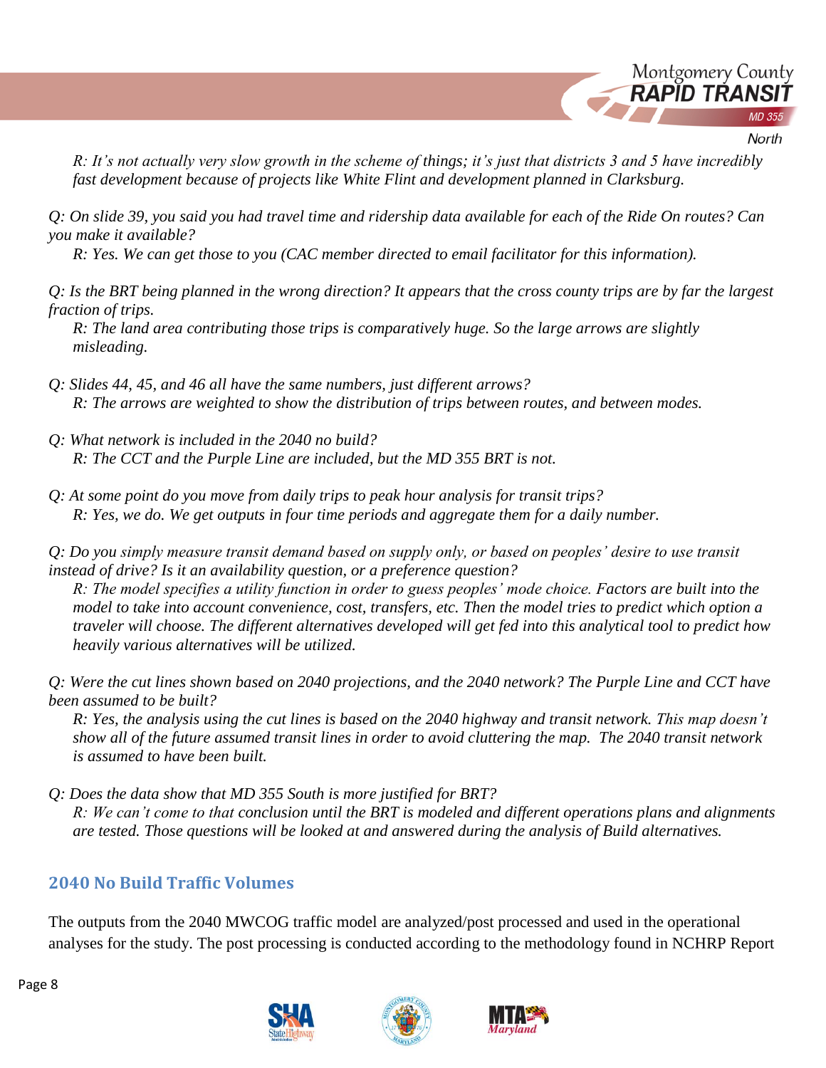*R: It's not actually very slow growth in the scheme of things; it's just that districts 3 and 5 have incredibly fast development because of projects like White Flint and development planned in Clarksburg.*

*Q: On slide 39, you said you had travel time and ridership data available for each of the Ride On routes? Can you make it available?*

*R: Yes. We can get those to you (CAC member directed to email facilitator for this information).*

*Q: Is the BRT being planned in the wrong direction? It appears that the cross county trips are by far the largest fraction of trips.*

*R: The land area contributing those trips is comparatively huge. So the large arrows are slightly misleading.*

*Q: Slides 44, 45, and 46 all have the same numbers, just different arrows?*

*R: The arrows are weighted to show the distribution of trips between routes, and between modes.*

*Q: What network is included in the 2040 no build?*

*R: The CCT and the Purple Line are included, but the MD 355 BRT is not.*

*Q: At some point do you move from daily trips to peak hour analysis for transit trips?*

*R: Yes, we do. We get outputs in four time periods and aggregate them for a daily number.*

*Q: Do you simply measure transit demand based on supply only, or based on peoples' desire to use transit instead of drive? Is it an availability question, or a preference question?*

*R: The model specifies a utility function in order to guess peoples' mode choice. Factors are built into the model to take into account convenience, cost, transfers, etc. Then the model tries to predict which option a traveler will choose. The different alternatives developed will get fed into this analytical tool to predict how heavily various alternatives will be utilized.*

*Q: Were the cut lines shown based on 2040 projections, and the 2040 network? The Purple Line and CCT have been assumed to be built?*

*R: Yes, the analysis using the cut lines is based on the 2040 highway and transit network. This map doesn't show all of the future assumed transit lines in order to avoid cluttering the map. The 2040 transit network is assumed to have been built.*

*Q: Does the data show that MD 355 South is more justified for BRT?*

*R: We can't come to that conclusion until the BRT is modeled and different operations plans and alignments are tested. Those questions will be looked at and answered during the analysis of Build alternatives.*

## 2040 No Build Traffic Volumes

The outputs from the 2040 MWCOG traffic model are analyzed/post processed and used in the operational analyses for the study. The post processing is conducted according to the methodology found in NCHRP Report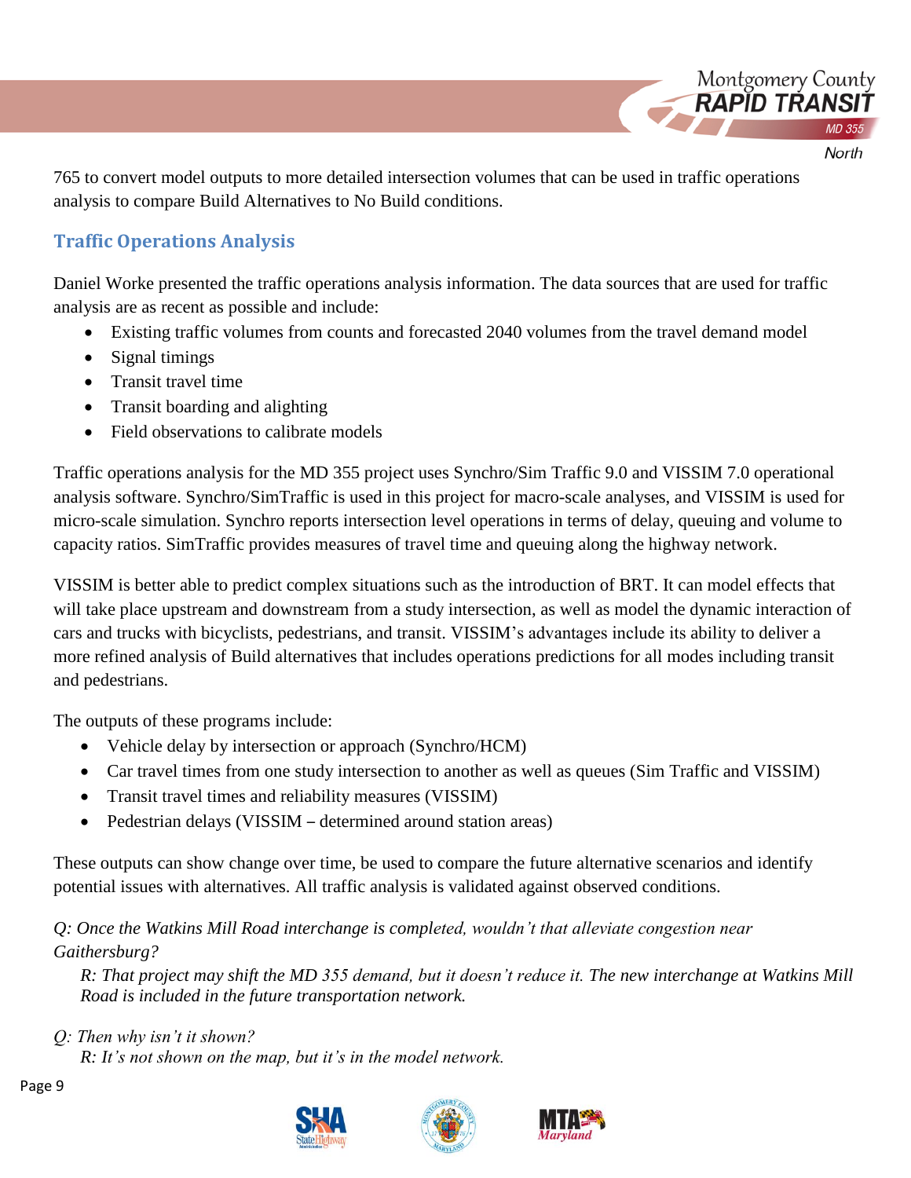765 to convert model outputs to more detailed intersection volumes that can be used in traffic operations analysis to compare Build Alternatives to No Build conditions.

## Traffic Operations Analysis

Daniel Worke presented the traffic operations analysis information. The data sources that are used for traffic analysis are as recent as possible and include:

- Existing traffic volumes from counts and forecasted 2040 volumes from the travel demand model
- Signal timings
- Transit travel time
- Transit boarding and alighting
- Field observations to calibrate models

Traffic operations analysis for the MD 355 project uses Synchro/Sim Traffic 9.0 and VISSIM 7.0 operational analysis software. Synchro/SimTraffic is used in this project for macro-scale analyses, and VISSIM is used for micro-scale simulation. Synchro reports intersection level operations in terms of delay, queuing and volume to capacity ratios. SimTraffic provides measures of travel time and queuing along the highway network.

VISSIM is better able to predict complex situations such as the introduction of BRT. It can model effects that will take place upstream and downstream from a study intersection, as well as model the dynamic interaction of cars and trucks with bicyclists, pedestrians, and transit. VISSIM's advantages include its ability to deliver a more refined analysis of Build alternatives that includes operations predictions for all modes including transit and pedestrians.

The outputs of these programs include:

- Vehicle delay by intersection or approach (Synchro/HCM)
- Car travel times from one study intersection to another as well as queues (Sim Traffic and VISSIM)
- Transit travel times and reliability measures (VISSIM)
- Pedestrian delays (VISSIM – determined around station areas)

These outputs can show change over time, be used to compare the future alternative scenarios and identify potential issues with alternatives. All traffic analysis is validated against observed conditions.

*Q: Once the Watkins Mill Road interchange is completed, wouldn't that alleviate congestion near Gaithersburg?*

> *R: That project may shift the MD 355 demand, but it doesn't reduce it. The new interchange at Watkins Mill Road is included in the future transportation network.*

*Q: Then why isn't it shown?*

> *R: It's not shown on the map, but it's in the model network.*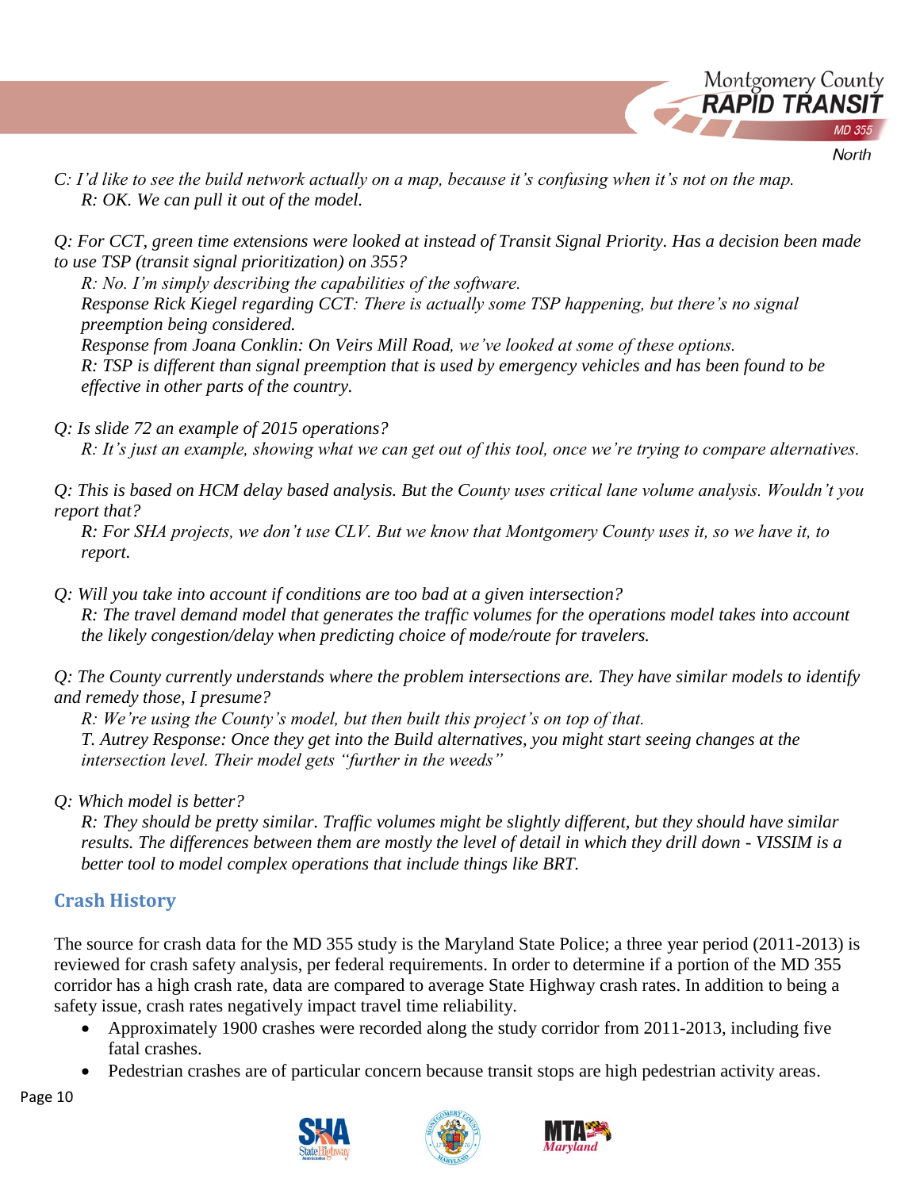*C: I'd like to see the build network actually on a map, because it's confusing when it's not on the map.*
*R: OK. We can pull it out of the model.*

*Q: For CCT, green time extensions were looked at instead of Transit Signal Priority. Has a decision been made to use TSP (transit signal prioritization) on 355?*
*R: No. I'm simply describing the capabilities of the software.*
*Response Rick Kiegel regarding CCT: There is actually some TSP happening, but there's no signal preemption being considered.*
*Response from Joana Conklin: On Veirs Mill Road, we've looked at some of these options.*
*R: TSP is different than signal preemption that is used by emergency vehicles and has been found to be effective in other parts of the country.*

*Q: Is slide 72 an example of 2015 operations?*
*R: It's just an example, showing what we can get out of this tool, once we're trying to compare alternatives.*

*Q: This is based on HCM delay based analysis. But the County uses critical lane volume analysis. Wouldn't you report that?*
*R: For SHA projects, we don't use CLV. But we know that Montgomery County uses it, so we have it, to report.*

*Q: Will you take into account if conditions are too bad at a given intersection?*
*R: The travel demand model that generates the traffic volumes for the operations model takes into account the likely congestion/delay when predicting choice of mode/route for travelers.*

*Q: The County currently understands where the problem intersections are. They have similar models to identify and remedy those, I presume?*
*R: We're using the County's model, but then built this project's on top of that.*
*T. Autrey Response: Once they get into the Build alternatives, you might start seeing changes at the intersection level. Their model gets "further in the weeds"*

*Q: Which model is better?*
*R: They should be pretty similar. Traffic volumes might be slightly different, but they should have similar results. The differences between them are mostly the level of detail in which they drill down - VISSIM is a better tool to model complex operations that include things like BRT.*

## Crash History

The source for crash data for the MD 355 study is the Maryland State Police; a three year period (2011-2013) is reviewed for crash safety analysis, per federal requirements. In order to determine if a portion of the MD 355 corridor has a high crash rate, data are compared to average State Highway crash rates. In addition to being a safety issue, crash rates negatively impact travel time reliability.

- Approximately 1900 crashes were recorded along the study corridor from 2011-2013, including five fatal crashes.
- Pedestrian crashes are of particular concern because transit stops are high pedestrian activity areas.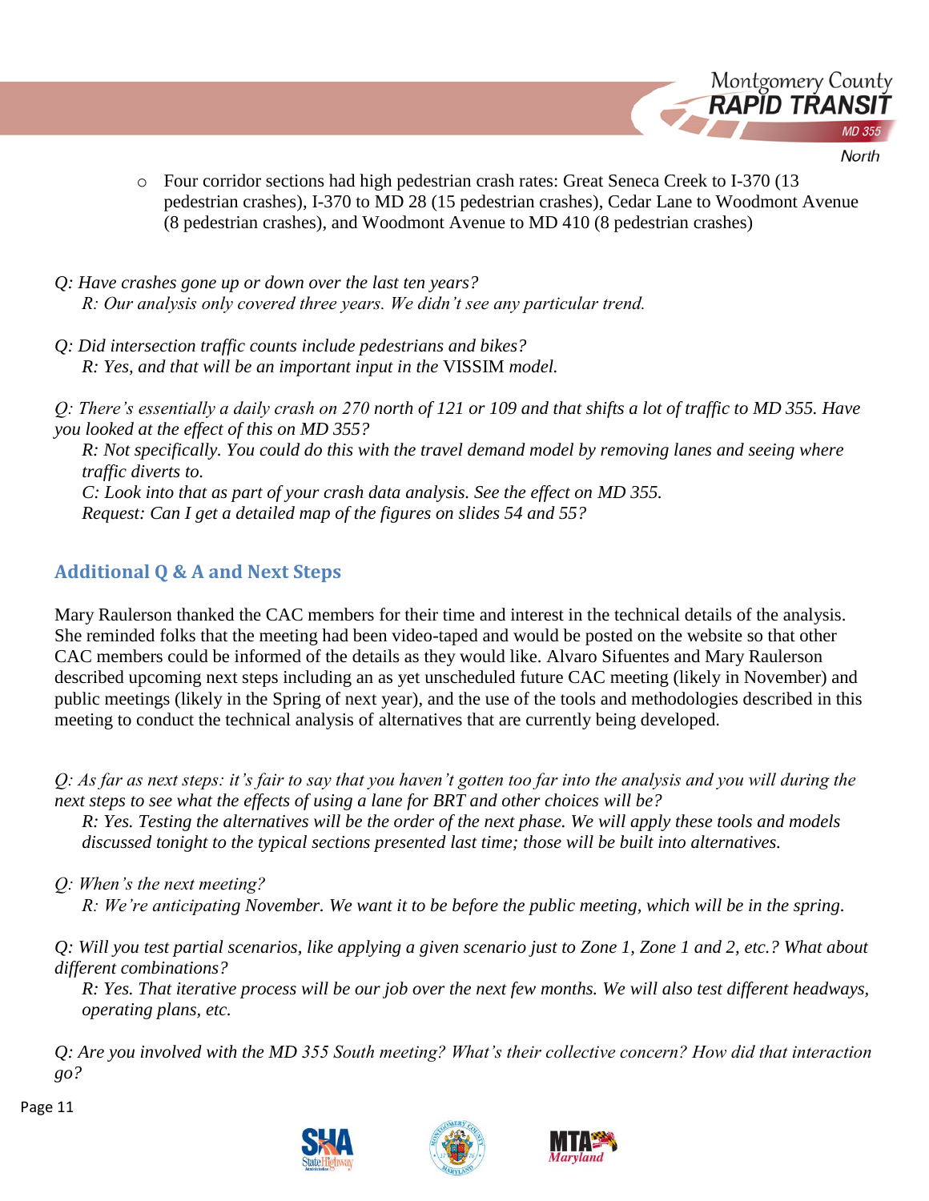- Four corridor sections had high pedestrian crash rates: Great Seneca Creek to I-370 (13 pedestrian crashes), I-370 to MD 28 (15 pedestrian crashes), Cedar Lane to Woodmont Avenue (8 pedestrian crashes), and Woodmont Avenue to MD 410 (8 pedestrian crashes)

*Q: Have crashes gone up or down over the last ten years?*

*R: Our analysis only covered three years. We didn't see any particular trend.*

*Q: Did intersection traffic counts include pedestrians and bikes?*

*R: Yes, and that will be an important input in the* VISSIM *model.*

*Q: There's essentially a daily crash on 270* north *of 121 or 109 and that shifts a lot of traffic to MD 355. Have you looked at the effect of this on MD 355?*

*R: Not specifically. You could do this with the travel demand model by removing lanes and seeing where traffic diverts to.*

*C: Look into that as part of your crash data analysis. See the effect on MD 355.*

*Request: Can I get a detailed map of the figures on slides 54 and 55?*

## Additional Q & A and Next Steps

Mary Raulerson thanked the CAC members for their time and interest in the technical details of the analysis. She reminded folks that the meeting had been video-taped and would be posted on the website so that other CAC members could be informed of the details as they would like. Alvaro Sifuentes and Mary Raulerson described upcoming next steps including an as yet unscheduled future CAC meeting (likely in November) and public meetings (likely in the Spring of next year), and the use of the tools and methodologies described in this meeting to conduct the technical analysis of alternatives that are currently being developed.

*Q: As far as next steps: it's fair to say that you haven't gotten too far into the analysis and you will during the next steps to see what the effects of using a lane for BRT and other choices will be?*

*R: Yes. Testing the alternatives will be the order of the next phase. We will apply these tools and models discussed tonight to the typical sections presented last time; those will be built into alternatives.*

*Q: When's the next meeting?*

*R: We're anticipating November. We want it to be before the public meeting, which will be in the spring.*

*Q: Will you test partial scenarios, like applying a given scenario just to Zone 1, Zone 1 and 2, etc.? What about different combinations?*

*R: Yes. That iterative process will be our job over the next few months. We will also test different headways, operating plans, etc.*

*Q: Are you involved with the MD 355 South meeting? What's their collective concern? How did that interaction go?*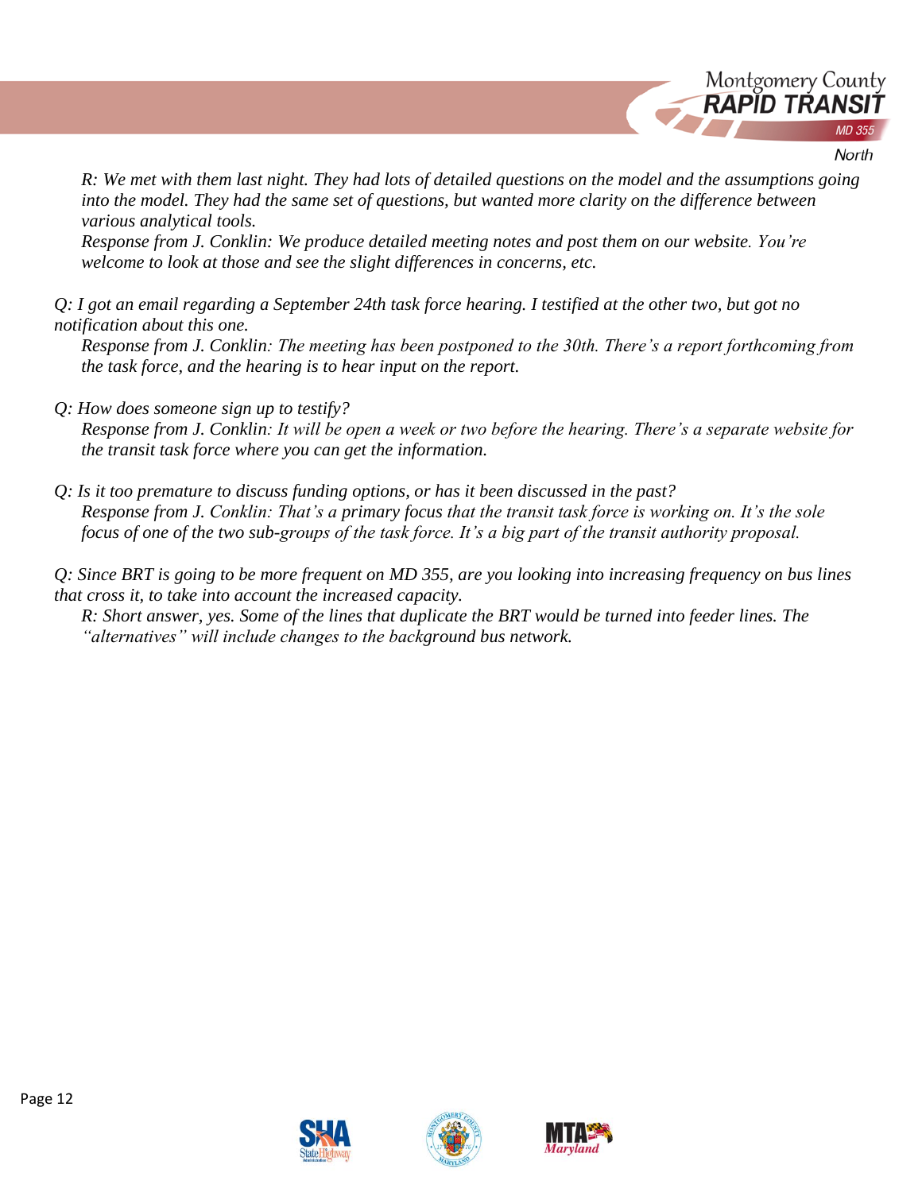*R: We met with them last night. They had lots of detailed questions on the model and the assumptions going into the model. They had the same set of questions, but wanted more clarity on the difference between various analytical tools.*

*Response from J. Conklin: We produce detailed meeting notes and post them on our website. You're welcome to look at those and see the slight differences in concerns, etc.*

*Q: I got an email regarding a September 24th task force hearing. I testified at the other two, but got no notification about this one.*

*Response from J. Conklin: The meeting has been postponed to the 30th. There's a report forthcoming from the task force, and the hearing is to hear input on the report.*

*Q: How does someone sign up to testify?*

*Response from J. Conklin: It will be open a week or two before the hearing. There's a separate website for the transit task force where you can get the information.*

*Q: Is it too premature to discuss funding options, or has it been discussed in the past?*

*Response from J. Conklin: That's a primary focus that the transit task force is working on. It's the sole focus of one of the two sub-groups of the task force. It's a big part of the transit authority proposal.*

*Q: Since BRT is going to be more frequent on MD 355, are you looking into increasing frequency on bus lines that cross it, to take into account the increased capacity.*

*R: Short answer, yes. Some of the lines that duplicate the BRT would be turned into feeder lines. The "alternatives" will include changes to the background bus network.*